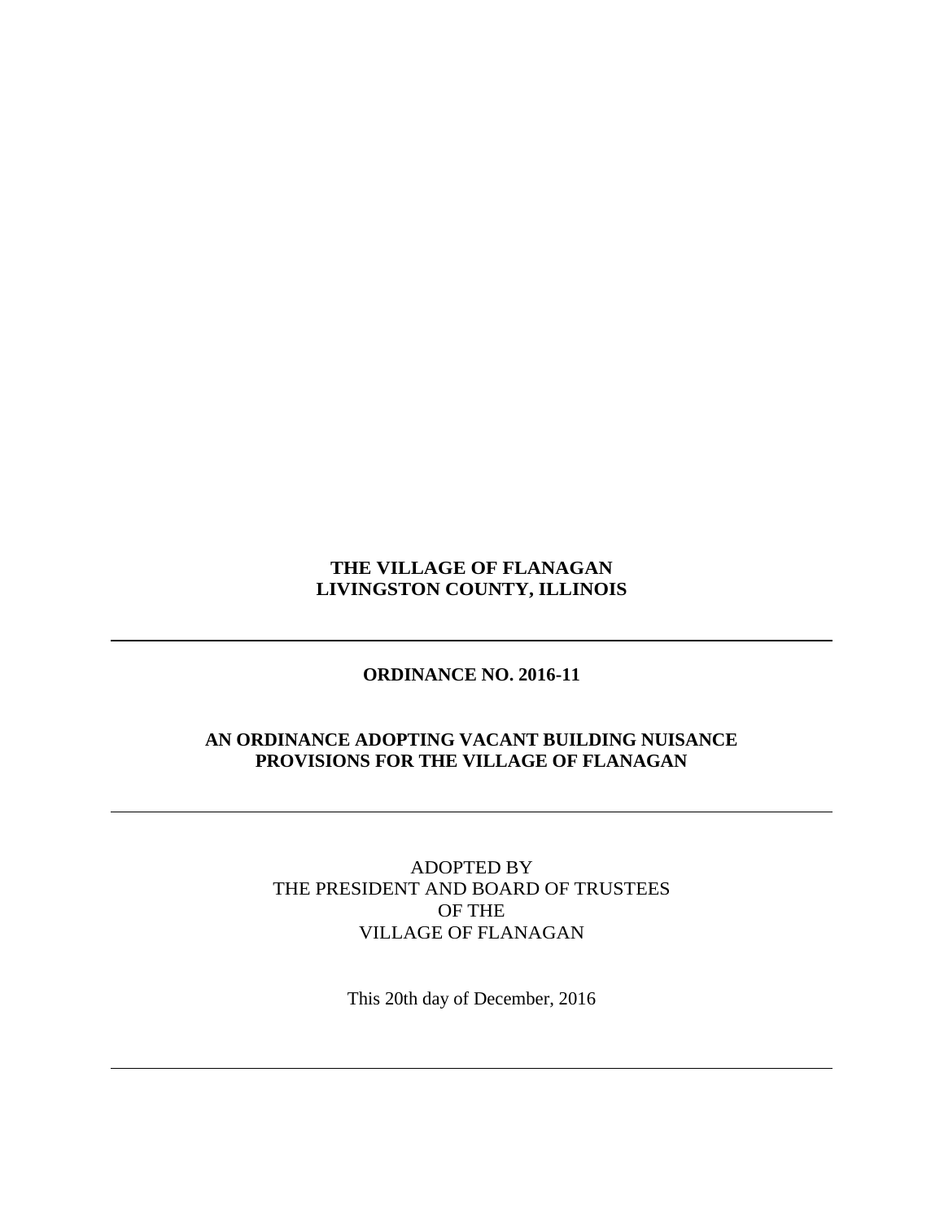**THE VILLAGE OF FLANAGAN**
**LIVINGSTON COUNTY, ILLINOIS**

---

**ORDINANCE NO. 2016-11**

**AN ORDINANCE ADOPTING VACANT BUILDING NUISANCE PROVISIONS FOR THE VILLAGE OF FLANAGAN**

---

ADOPTED BY
THE PRESIDENT AND BOARD OF TRUSTEES
OF THE
VILLAGE OF FLANAGAN

This 20th day of December, 2016

---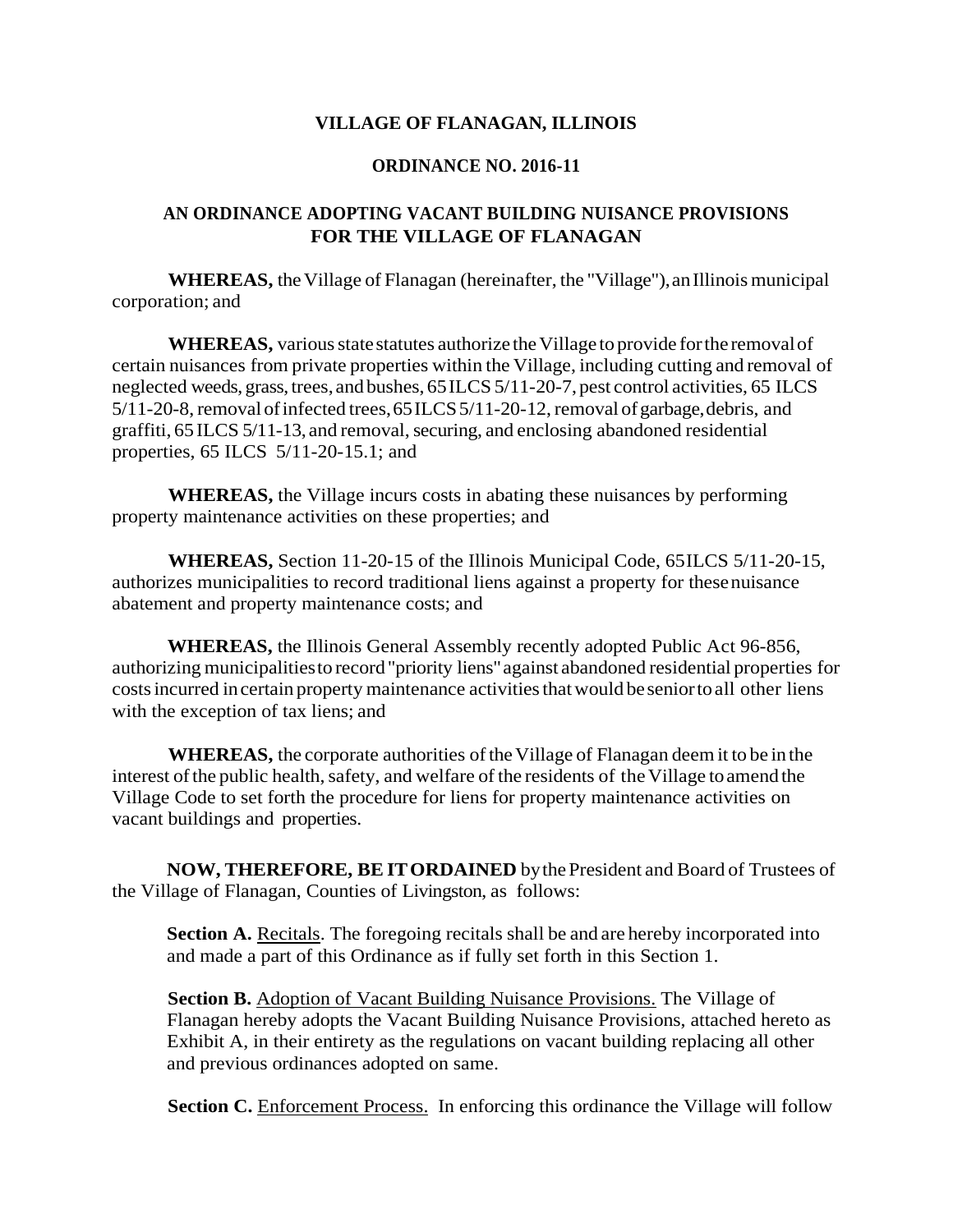**VILLAGE OF FLANAGAN, ILLINOIS**

**ORDINANCE NO. 2016-11**

**AN ORDINANCE ADOPTING VACANT BUILDING NUISANCE PROVISIONS FOR THE VILLAGE OF FLANAGAN**

**WHEREAS,** the Village of Flanagan (hereinafter, the "Village"), an Illinois municipal corporation; and

**WHEREAS,** various state statutes authorize the Village to provide for the removal of certain nuisances from private properties within the Village, including cutting and removal of neglected weeds, grass, trees, and bushes, 65 ILCS 5/11-20-7, pest control activities, 65 ILCS 5/11-20-8, removal of infected trees, 65 ILCS 5/11-20-12, removal of garbage, debris, and graffiti, 65 ILCS 5/11-13, and removal, securing, and enclosing abandoned residential properties, 65 ILCS 5/11-20-15.1; and

**WHEREAS,** the Village incurs costs in abating these nuisances by performing property maintenance activities on these properties; and

**WHEREAS,** Section 11-20-15 of the Illinois Municipal Code, 65ILCS 5/11-20-15, authorizes municipalities to record traditional liens against a property for these nuisance abatement and property maintenance costs; and

**WHEREAS,** the Illinois General Assembly recently adopted Public Act 96-856, authorizing municipalities to record "priority liens" against abandoned residential properties for costs incurred in certain property maintenance activities that would be senior to all other liens with the exception of tax liens; and

**WHEREAS,** the corporate authorities of the Village of Flanagan deem it to be in the interest of the public health, safety, and welfare of the residents of the Village to amend the Village Code to set forth the procedure for liens for property maintenance activities on vacant buildings and properties.

**NOW, THEREFORE, BE IT ORDAINED** by the President and Board of Trustees of the Village of Flanagan, Counties of Livingston, as follows:

**Section A.** Recitals. The foregoing recitals shall be and are hereby incorporated into and made a part of this Ordinance as if fully set forth in this Section 1.

**Section B.** Adoption of Vacant Building Nuisance Provisions. The Village of Flanagan hereby adopts the Vacant Building Nuisance Provisions, attached hereto as Exhibit A, in their entirety as the regulations on vacant building replacing all other and previous ordinances adopted on same.

**Section C.** Enforcement Process. In enforcing this ordinance the Village will follow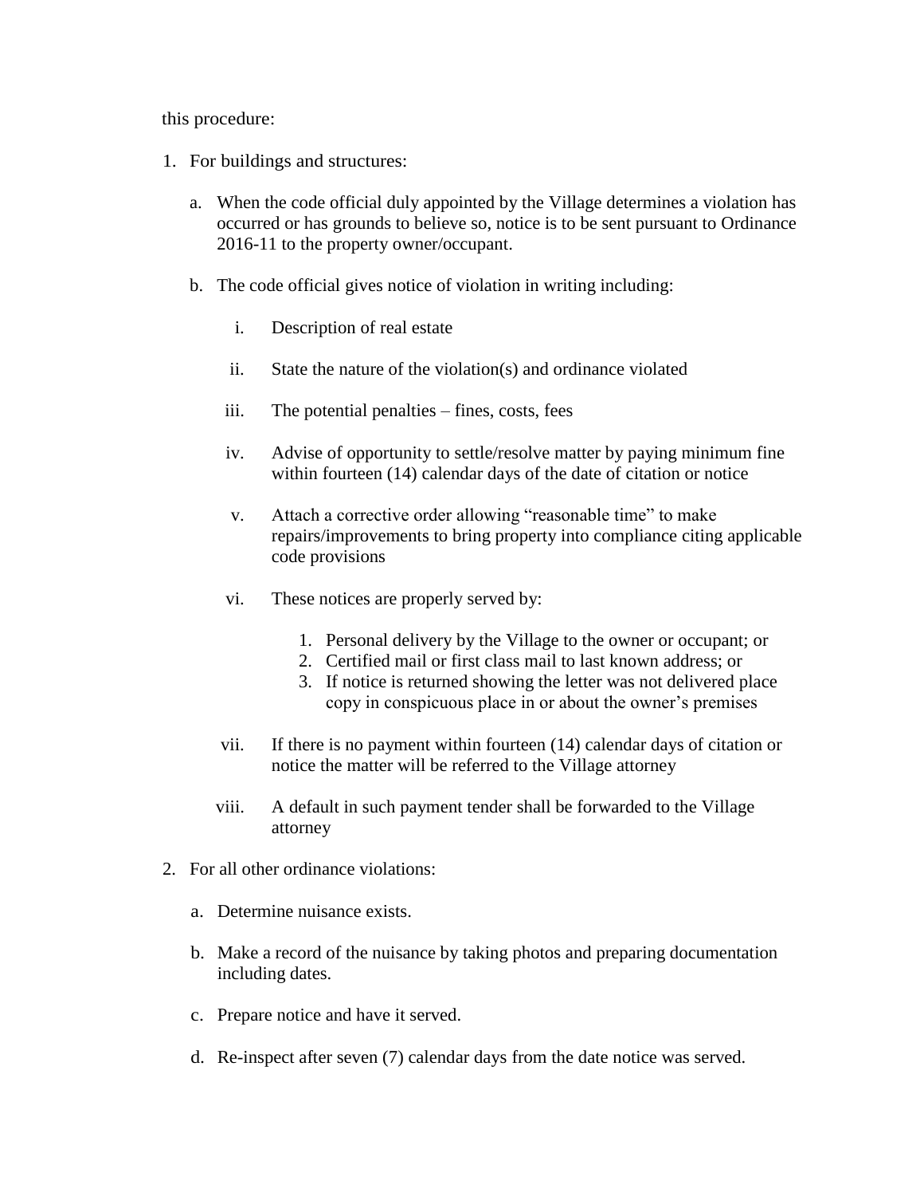this procedure:

1. For buildings and structures:

    a. When the code official duly appointed by the Village determines a violation has occurred or has grounds to believe so, notice is to be sent pursuant to Ordinance 2016-11 to the property owner/occupant.

    b. The code official gives notice of violation in writing including:

        i. Description of real estate

        ii. State the nature of the violation(s) and ordinance violated

        iii. The potential penalties – fines, costs, fees

        iv. Advise of opportunity to settle/resolve matter by paying minimum fine within fourteen (14) calendar days of the date of citation or notice

        v. Attach a corrective order allowing "reasonable time" to make repairs/improvements to bring property into compliance citing applicable code provisions

        vi. These notices are properly served by:

            1. Personal delivery by the Village to the owner or occupant; or
            2. Certified mail or first class mail to last known address; or
            3. If notice is returned showing the letter was not delivered place copy in conspicuous place in or about the owner's premises

        vii. If there is no payment within fourteen (14) calendar days of citation or notice the matter will be referred to the Village attorney

        viii. A default in such payment tender shall be forwarded to the Village attorney

2. For all other ordinance violations:

    a. Determine nuisance exists.

    b. Make a record of the nuisance by taking photos and preparing documentation including dates.

    c. Prepare notice and have it served.

    d. Re-inspect after seven (7) calendar days from the date notice was served.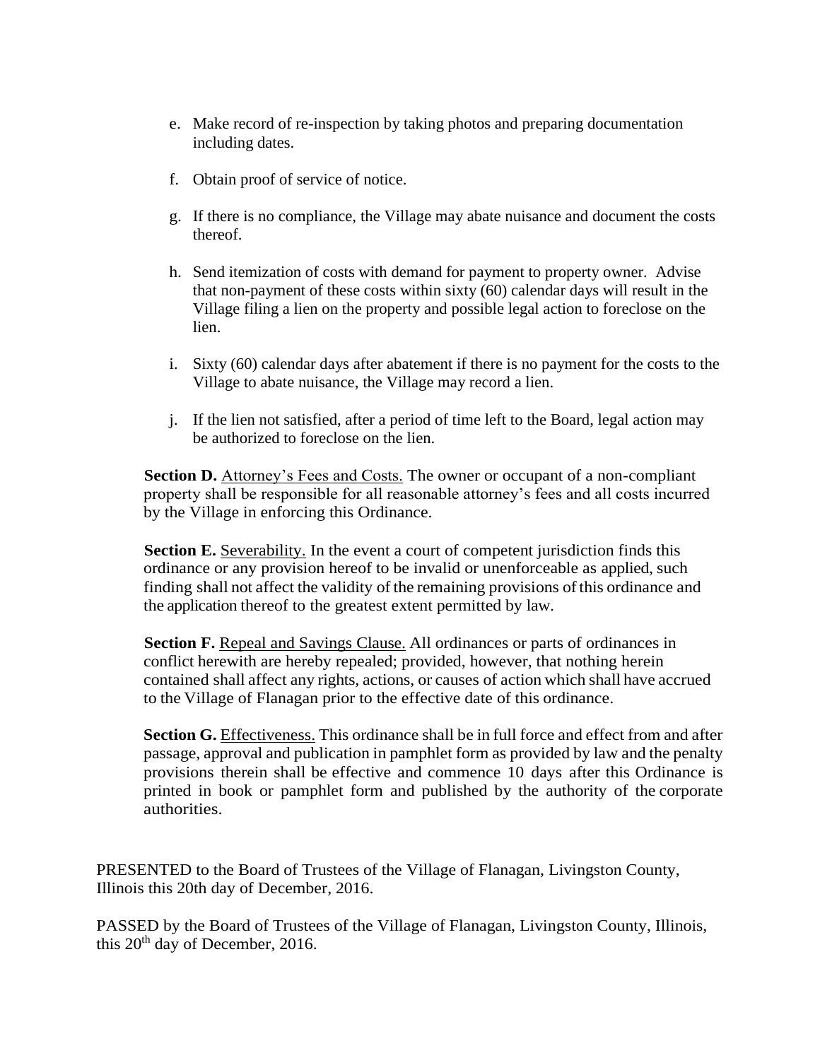e. Make record of re-inspection by taking photos and preparing documentation including dates.

f. Obtain proof of service of notice.

g. If there is no compliance, the Village may abate nuisance and document the costs thereof.

h. Send itemization of costs with demand for payment to property owner. Advise that non-payment of these costs within sixty (60) calendar days will result in the Village filing a lien on the property and possible legal action to foreclose on the lien.

i. Sixty (60) calendar days after abatement if there is no payment for the costs to the Village to abate nuisance, the Village may record a lien.

j. If the lien not satisfied, after a period of time left to the Board, legal action may be authorized to foreclose on the lien.

**Section D.** Attorney's Fees and Costs. The owner or occupant of a non-compliant property shall be responsible for all reasonable attorney's fees and all costs incurred by the Village in enforcing this Ordinance.

**Section E.** Severability. In the event a court of competent jurisdiction finds this ordinance or any provision hereof to be invalid or unenforceable as applied, such finding shall not affect the validity of the remaining provisions of this ordinance and the application thereof to the greatest extent permitted by law.

**Section F.** Repeal and Savings Clause. All ordinances or parts of ordinances in conflict herewith are hereby repealed; provided, however, that nothing herein contained shall affect any rights, actions, or causes of action which shall have accrued to the Village of Flanagan prior to the effective date of this ordinance.

**Section G.** Effectiveness. This ordinance shall be in full force and effect from and after passage, approval and publication in pamphlet form as provided by law and the penalty provisions therein shall be effective and commence 10 days after this Ordinance is printed in book or pamphlet form and published by the authority of the corporate authorities.

PRESENTED to the Board of Trustees of the Village of Flanagan, Livingston County, Illinois this 20th day of December, 2016.

PASSED by the Board of Trustees of the Village of Flanagan, Livingston County, Illinois, this 20th day of December, 2016.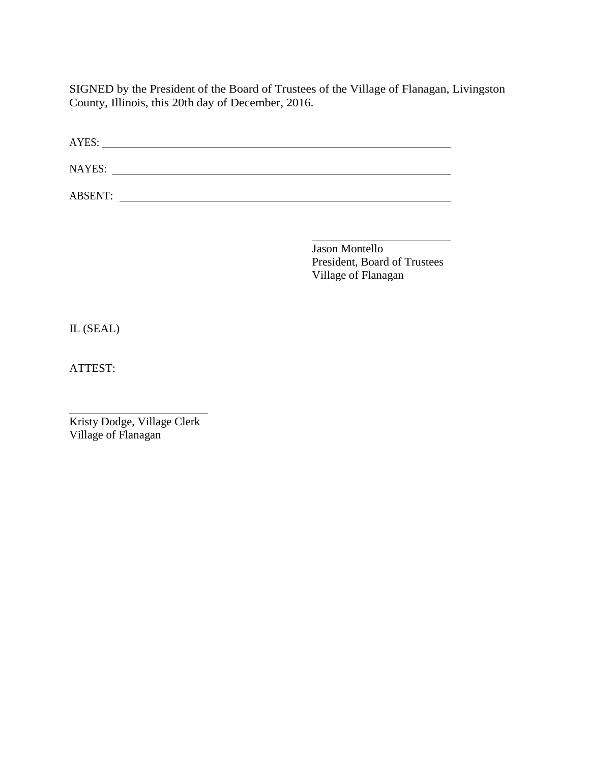SIGNED by the President of the Board of Trustees of the Village of Flanagan, Livingston County, Illinois, this 20th day of December, 2016.

AYES: ____________________________________________________________

NAYES: ___________________________________________________________

ABSENT: __________________________________________________________

_________________________
Jason Montello
President, Board of Trustees
Village of Flanagan

IL (SEAL)

ATTEST:

_________________________
Kristy Dodge, Village Clerk
Village of Flanagan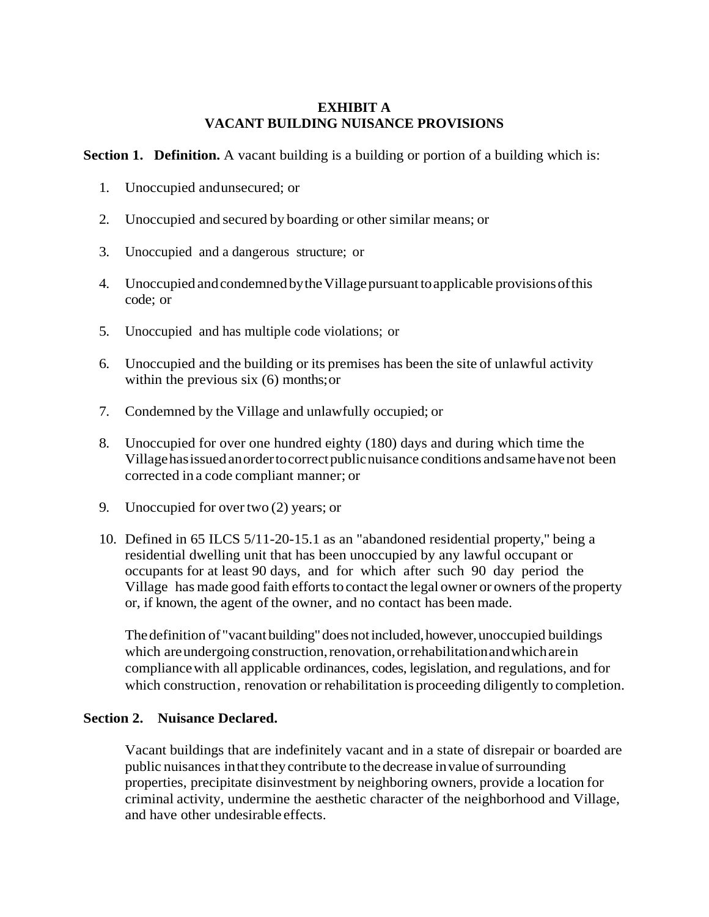**EXHIBIT A**
**VACANT BUILDING NUISANCE PROVISIONS**

**Section 1. Definition.** A vacant building is a building or portion of a building which is:

1. Unoccupied and unsecured; or
2. Unoccupied and secured by boarding or other similar means; or
3. Unoccupied and a dangerous structure; or
4. Unoccupied and condemned by the Village pursuant to applicable provisions of this code; or
5. Unoccupied and has multiple code violations; or
6. Unoccupied and the building or its premises has been the site of unlawful activity within the previous six (6) months; or
7. Condemned by the Village and unlawfully occupied; or
8. Unoccupied for over one hundred eighty (180) days and during which time the Village has issued an order to correct public nuisance conditions and same have not been corrected in a code compliant manner; or
9. Unoccupied for over two (2) years; or
10. Defined in 65 ILCS 5/11-20-15.1 as an "abandoned residential property," being a residential dwelling unit that has been unoccupied by any lawful occupant or occupants for at least 90 days, and for which after such 90 day period the Village has made good faith efforts to contact the legal owner or owners of the property or, if known, the agent of the owner, and no contact has been made.

    The definition of "vacant building" does not included, however, unoccupied buildings which are undergoing construction, renovation, or rehabilitation and which are in compliance with all applicable ordinances, codes, legislation, and regulations, and for which construction, renovation or rehabilitation is proceeding diligently to completion.

**Section 2. Nuisance Declared.**

Vacant buildings that are indefinitely vacant and in a state of disrepair or boarded are public nuisances in that they contribute to the decrease in value of surrounding properties, precipitate disinvestment by neighboring owners, provide a location for criminal activity, undermine the aesthetic character of the neighborhood and Village, and have other undesirable effects.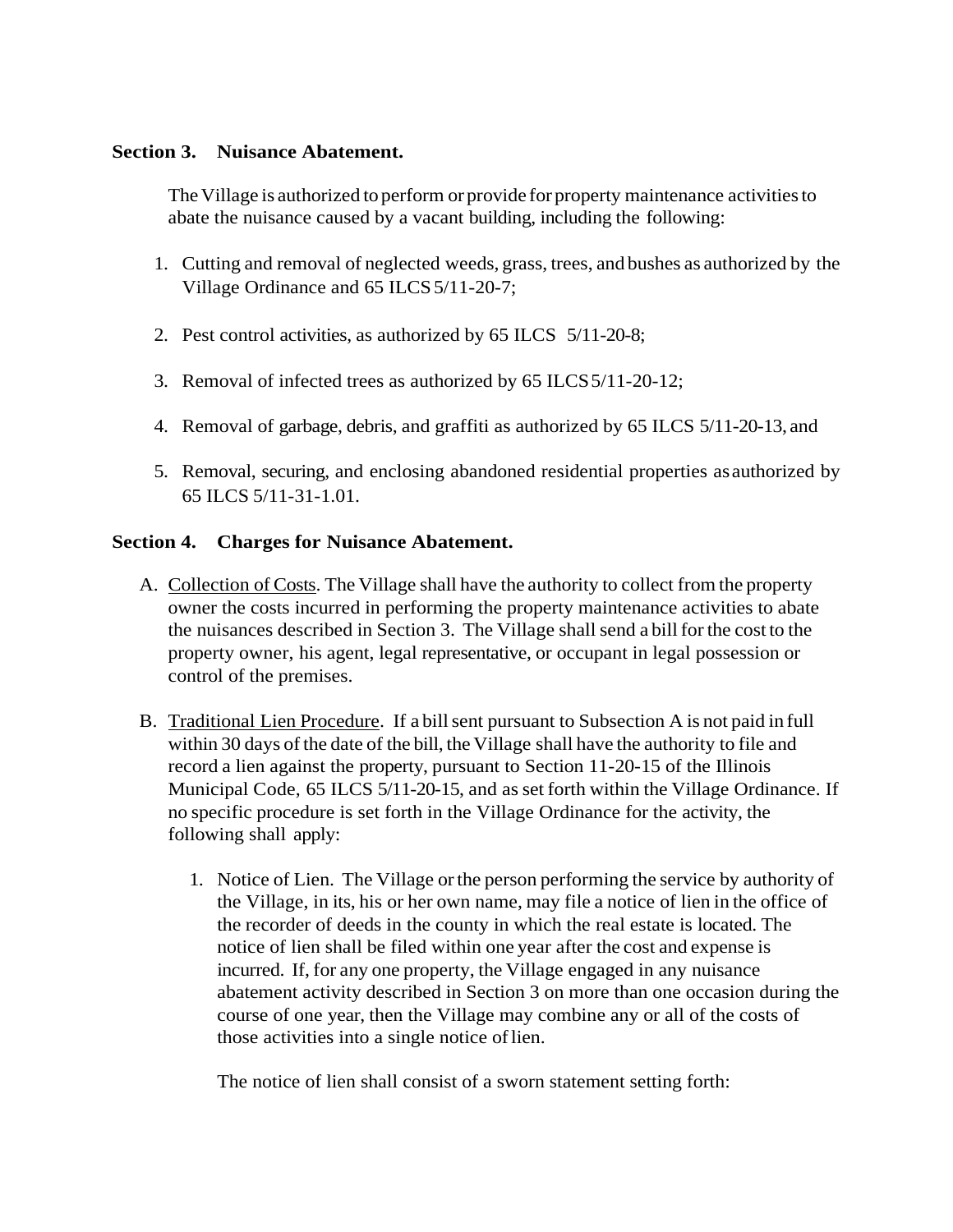**Section 3. Nuisance Abatement.**

The Village is authorized to perform or provide for property maintenance activities to abate the nuisance caused by a vacant building, including the following:

1. Cutting and removal of neglected weeds, grass, trees, and bushes as authorized by the Village Ordinance and 65 ILCS 5/11-20-7;

2. Pest control activities, as authorized by 65 ILCS 5/11-20-8;

3. Removal of infected trees as authorized by 65 ILCS 5/11-20-12;

4. Removal of garbage, debris, and graffiti as authorized by 65 ILCS 5/11-20-13, and

5. Removal, securing, and enclosing abandoned residential properties as authorized by 65 ILCS 5/11-31-1.01.

**Section 4. Charges for Nuisance Abatement.**

A. Collection of Costs. The Village shall have the authority to collect from the property owner the costs incurred in performing the property maintenance activities to abate the nuisances described in Section 3. The Village shall send a bill for the cost to the property owner, his agent, legal representative, or occupant in legal possession or control of the premises.

B. Traditional Lien Procedure. If a bill sent pursuant to Subsection A is not paid in full within 30 days of the date of the bill, the Village shall have the authority to file and record a lien against the property, pursuant to Section 11-20-15 of the Illinois Municipal Code, 65 ILCS 5/11-20-15, and as set forth within the Village Ordinance. If no specific procedure is set forth in the Village Ordinance for the activity, the following shall apply:

   1. Notice of Lien. The Village or the person performing the service by authority of the Village, in its, his or her own name, may file a notice of lien in the office of the recorder of deeds in the county in which the real estate is located. The notice of lien shall be filed within one year after the cost and expense is incurred. If, for any one property, the Village engaged in any nuisance abatement activity described in Section 3 on more than one occasion during the course of one year, then the Village may combine any or all of the costs of those activities into a single notice of lien.

      The notice of lien shall consist of a sworn statement setting forth: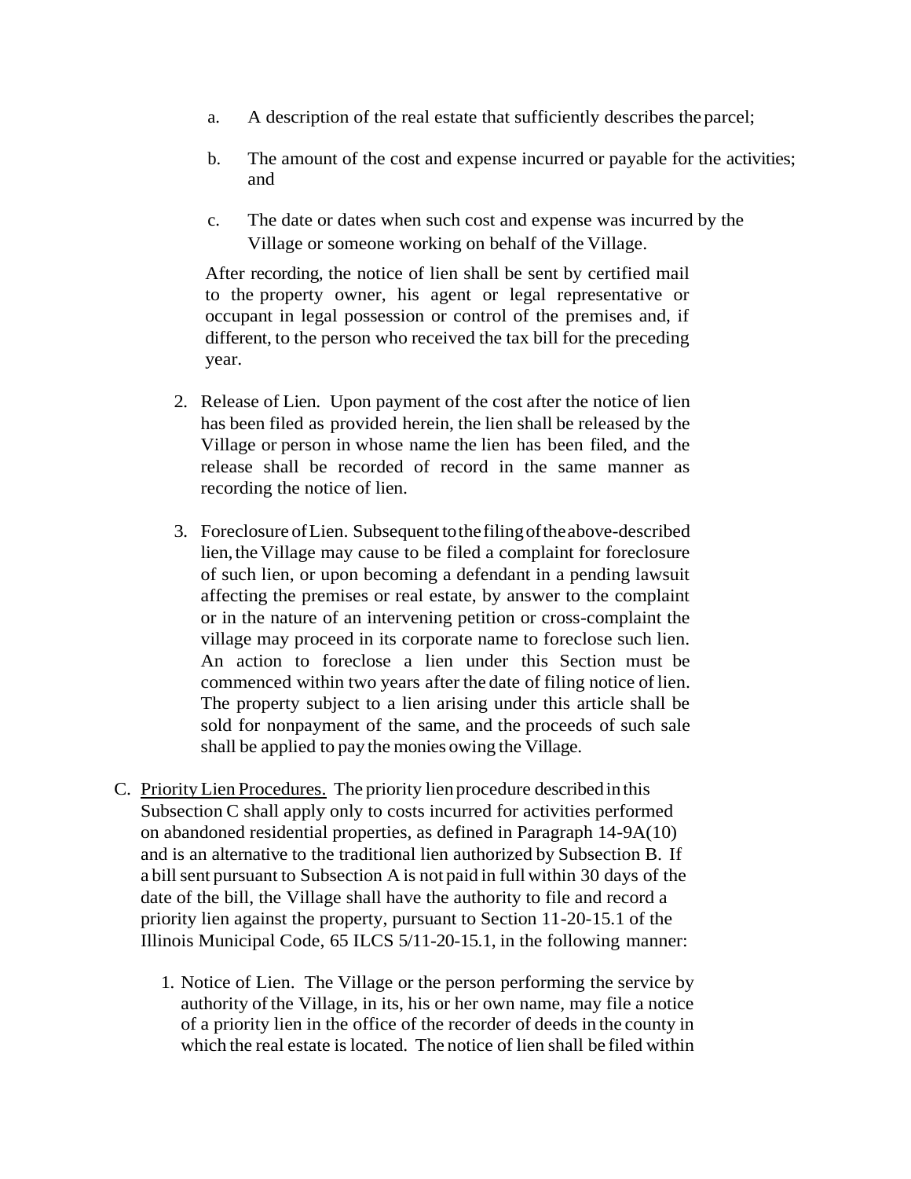a. A description of the real estate that sufficiently describes the parcel;

b. The amount of the cost and expense incurred or payable for the activities; and

c. The date or dates when such cost and expense was incurred by the Village or someone working on behalf of the Village.

After recording, the notice of lien shall be sent by certified mail to the property owner, his agent or legal representative or occupant in legal possession or control of the premises and, if different, to the person who received the tax bill for the preceding year.

2. Release of Lien. Upon payment of the cost after the notice of lien has been filed as provided herein, the lien shall be released by the Village or person in whose name the lien has been filed, and the release shall be recorded of record in the same manner as recording the notice of lien.

3. Foreclosure of Lien. Subsequent to the filing of the above-described lien, the Village may cause to be filed a complaint for foreclosure of such lien, or upon becoming a defendant in a pending lawsuit affecting the premises or real estate, by answer to the complaint or in the nature of an intervening petition or cross-complaint the village may proceed in its corporate name to foreclose such lien. An action to foreclose a lien under this Section must be commenced within two years after the date of filing notice of lien. The property subject to a lien arising under this article shall be sold for nonpayment of the same, and the proceeds of such sale shall be applied to pay the monies owing the Village.

C. Priority Lien Procedures. The priority lien procedure described in this Subsection C shall apply only to costs incurred for activities performed on abandoned residential properties, as defined in Paragraph 14-9A(10) and is an alternative to the traditional lien authorized by Subsection B. If a bill sent pursuant to Subsection A is not paid in full within 30 days of the date of the bill, the Village shall have the authority to file and record a priority lien against the property, pursuant to Section 11-20-15.1 of the Illinois Municipal Code, 65 ILCS 5/11-20-15.1, in the following manner:

1. Notice of Lien. The Village or the person performing the service by authority of the Village, in its, his or her own name, may file a notice of a priority lien in the office of the recorder of deeds in the county in which the real estate is located. The notice of lien shall be filed within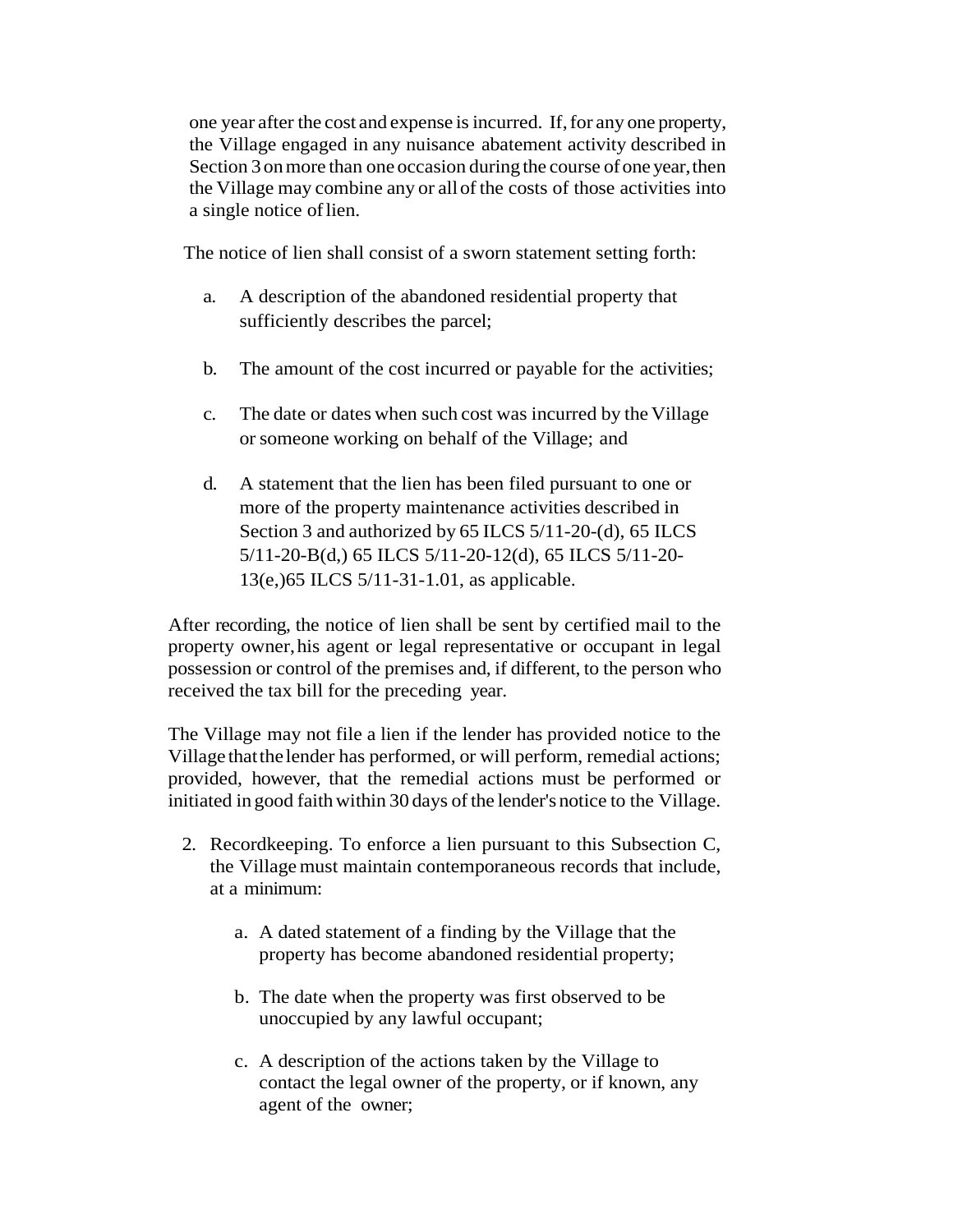one year after the cost and expense is incurred. If, for any one property, the Village engaged in any nuisance abatement activity described in Section 3 on more than one occasion during the course of one year, then the Village may combine any or all of the costs of those activities into a single notice of lien.

The notice of lien shall consist of a sworn statement setting forth:

a. A description of the abandoned residential property that sufficiently describes the parcel;

b. The amount of the cost incurred or payable for the activities;

c. The date or dates when such cost was incurred by the Village or someone working on behalf of the Village; and

d. A statement that the lien has been filed pursuant to one or more of the property maintenance activities described in Section 3 and authorized by 65 ILCS 5/11-20-(d), 65 ILCS 5/11-20-B(d,) 65 ILCS 5/11-20-12(d), 65 ILCS 5/11-20-13(e,)65 ILCS 5/11-31-1.01, as applicable.

After recording, the notice of lien shall be sent by certified mail to the property owner, his agent or legal representative or occupant in legal possession or control of the premises and, if different, to the person who received the tax bill for the preceding year.

The Village may not file a lien if the lender has provided notice to the Village that the lender has performed, or will perform, remedial actions; provided, however, that the remedial actions must be performed or initiated in good faith within 30 days of the lender's notice to the Village.

2. Recordkeeping. To enforce a lien pursuant to this Subsection C, the Village must maintain contemporaneous records that include, at a minimum:

   a. A dated statement of a finding by the Village that the property has become abandoned residential property;

   b. The date when the property was first observed to be unoccupied by any lawful occupant;

   c. A description of the actions taken by the Village to contact the legal owner of the property, or if known, any agent of the owner;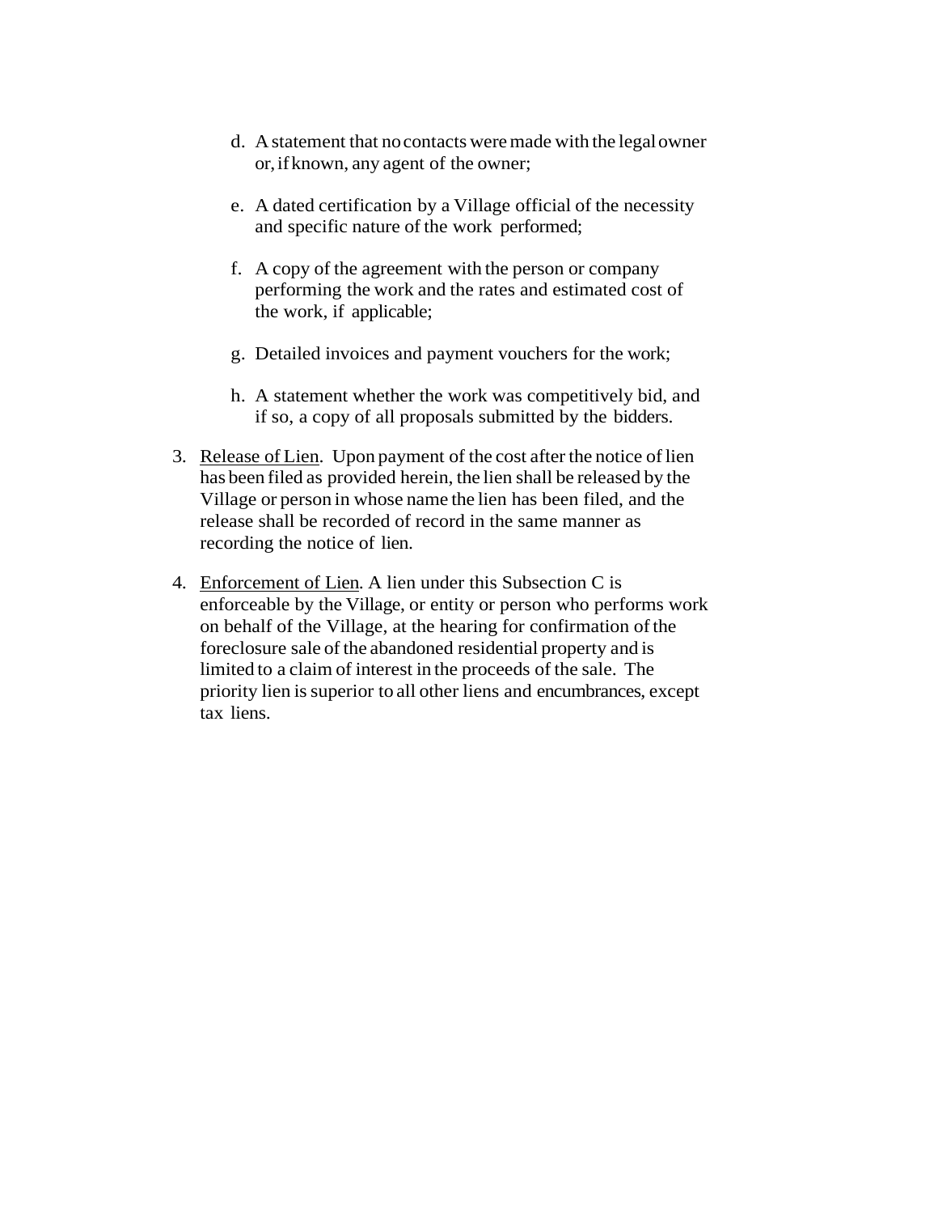d. A statement that no contacts were made with the legal owner or, if known, any agent of the owner;

e. A dated certification by a Village official of the necessity and specific nature of the work performed;

f. A copy of the agreement with the person or company performing the work and the rates and estimated cost of the work, if applicable;

g. Detailed invoices and payment vouchers for the work;

h. A statement whether the work was competitively bid, and if so, a copy of all proposals submitted by the bidders.

3. Release of Lien. Upon payment of the cost after the notice of lien has been filed as provided herein, the lien shall be released by the Village or person in whose name the lien has been filed, and the release shall be recorded of record in the same manner as recording the notice of lien.

4. Enforcement of Lien. A lien under this Subsection C is enforceable by the Village, or entity or person who performs work on behalf of the Village, at the hearing for confirmation of the foreclosure sale of the abandoned residential property and is limited to a claim of interest in the proceeds of the sale. The priority lien is superior to all other liens and encumbrances, except tax liens.